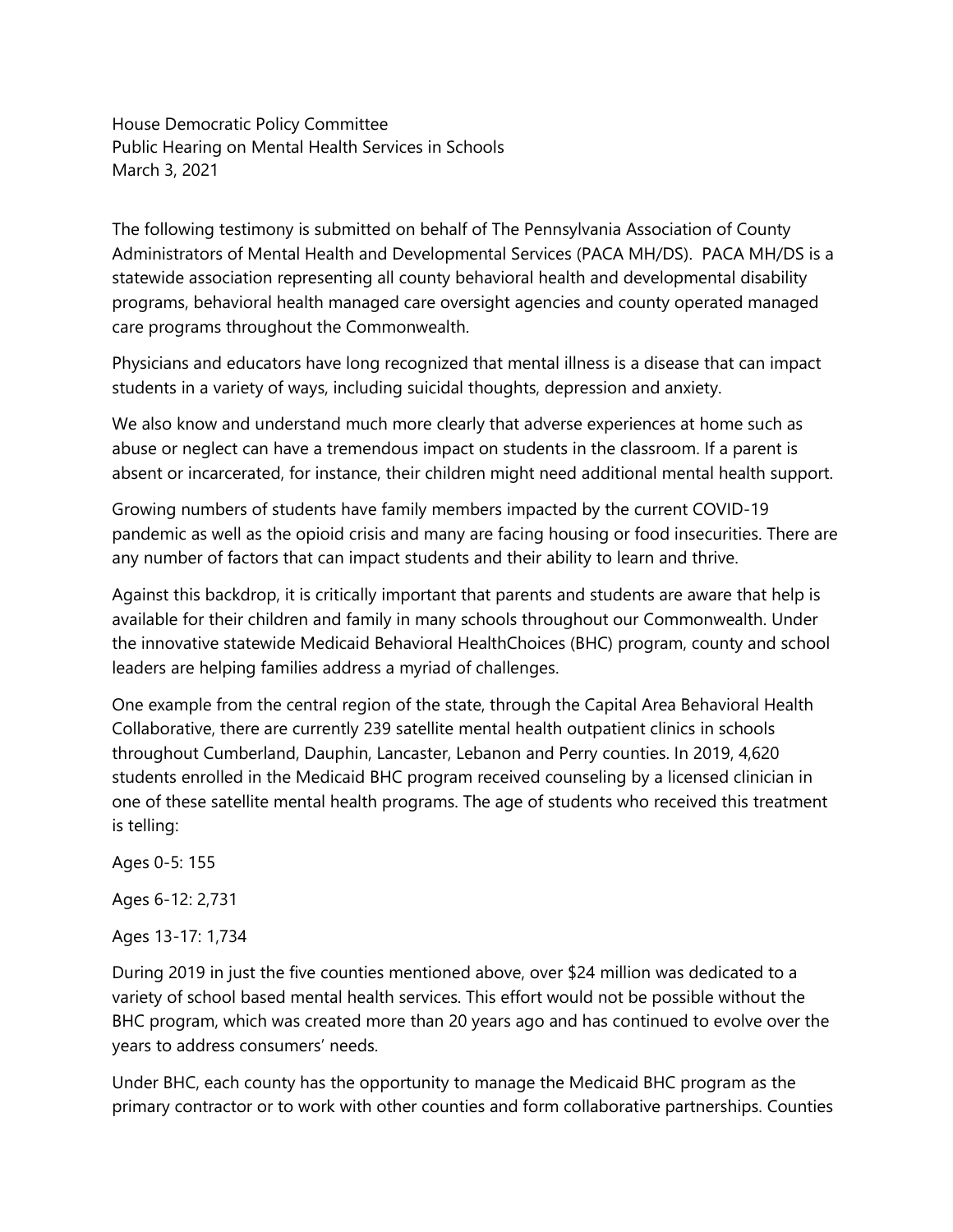House Democratic Policy Committee
Public Hearing on Mental Health Services in Schools
March 3, 2021

The following testimony is submitted on behalf of The Pennsylvania Association of County Administrators of Mental Health and Developmental Services (PACA MH/DS). PACA MH/DS is a statewide association representing all county behavioral health and developmental disability programs, behavioral health managed care oversight agencies and county operated managed care programs throughout the Commonwealth.

Physicians and educators have long recognized that mental illness is a disease that can impact students in a variety of ways, including suicidal thoughts, depression and anxiety.

We also know and understand much more clearly that adverse experiences at home such as abuse or neglect can have a tremendous impact on students in the classroom. If a parent is absent or incarcerated, for instance, their children might need additional mental health support.

Growing numbers of students have family members impacted by the current COVID-19 pandemic as well as the opioid crisis and many are facing housing or food insecurities. There are any number of factors that can impact students and their ability to learn and thrive.

Against this backdrop, it is critically important that parents and students are aware that help is available for their children and family in many schools throughout our Commonwealth. Under the innovative statewide Medicaid Behavioral HealthChoices (BHC) program, county and school leaders are helping families address a myriad of challenges.

One example from the central region of the state, through the Capital Area Behavioral Health Collaborative, there are currently 239 satellite mental health outpatient clinics in schools throughout Cumberland, Dauphin, Lancaster, Lebanon and Perry counties. In 2019, 4,620 students enrolled in the Medicaid BHC program received counseling by a licensed clinician in one of these satellite mental health programs. The age of students who received this treatment is telling:

Ages 0-5: 155

Ages 6-12: 2,731

Ages 13-17: 1,734

During 2019 in just the five counties mentioned above, over $24 million was dedicated to a variety of school based mental health services. This effort would not be possible without the BHC program, which was created more than 20 years ago and has continued to evolve over the years to address consumers' needs.

Under BHC, each county has the opportunity to manage the Medicaid BHC program as the primary contractor or to work with other counties and form collaborative partnerships. Counties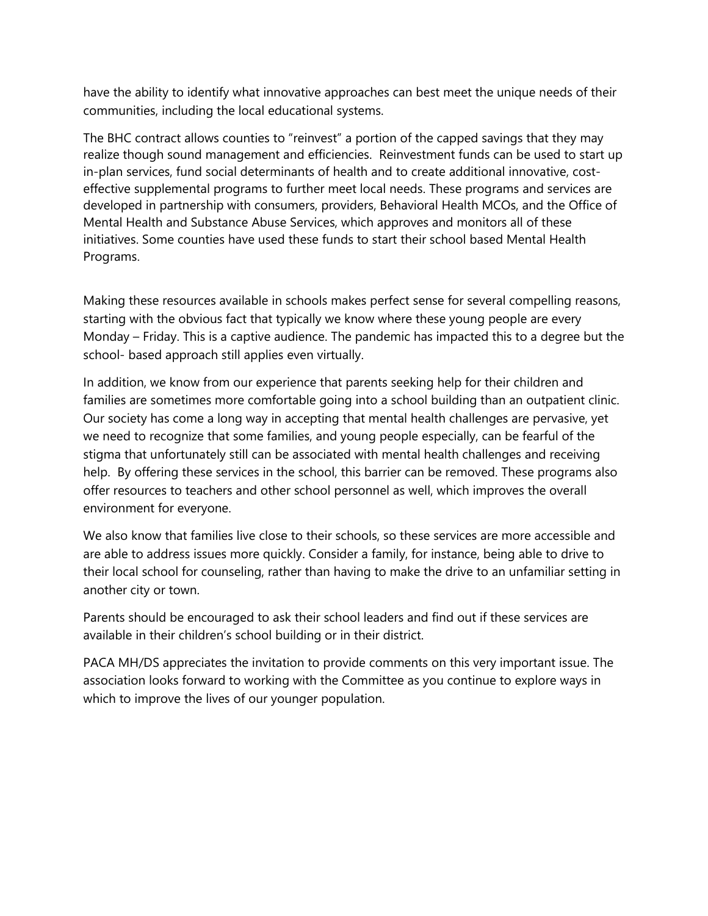have the ability to identify what innovative approaches can best meet the unique needs of their communities, including the local educational systems.

The BHC contract allows counties to "reinvest" a portion of the capped savings that they may realize though sound management and efficiencies. Reinvestment funds can be used to start up in-plan services, fund social determinants of health and to create additional innovative, cost-effective supplemental programs to further meet local needs. These programs and services are developed in partnership with consumers, providers, Behavioral Health MCOs, and the Office of Mental Health and Substance Abuse Services, which approves and monitors all of these initiatives. Some counties have used these funds to start their school based Mental Health Programs.

Making these resources available in schools makes perfect sense for several compelling reasons, starting with the obvious fact that typically we know where these young people are every Monday – Friday. This is a captive audience. The pandemic has impacted this to a degree but the school- based approach still applies even virtually.

In addition, we know from our experience that parents seeking help for their children and families are sometimes more comfortable going into a school building than an outpatient clinic. Our society has come a long way in accepting that mental health challenges are pervasive, yet we need to recognize that some families, and young people especially, can be fearful of the stigma that unfortunately still can be associated with mental health challenges and receiving help. By offering these services in the school, this barrier can be removed. These programs also offer resources to teachers and other school personnel as well, which improves the overall environment for everyone.

We also know that families live close to their schools, so these services are more accessible and are able to address issues more quickly. Consider a family, for instance, being able to drive to their local school for counseling, rather than having to make the drive to an unfamiliar setting in another city or town.

Parents should be encouraged to ask their school leaders and find out if these services are available in their children's school building or in their district.

PACA MH/DS appreciates the invitation to provide comments on this very important issue. The association looks forward to working with the Committee as you continue to explore ways in which to improve the lives of our younger population.